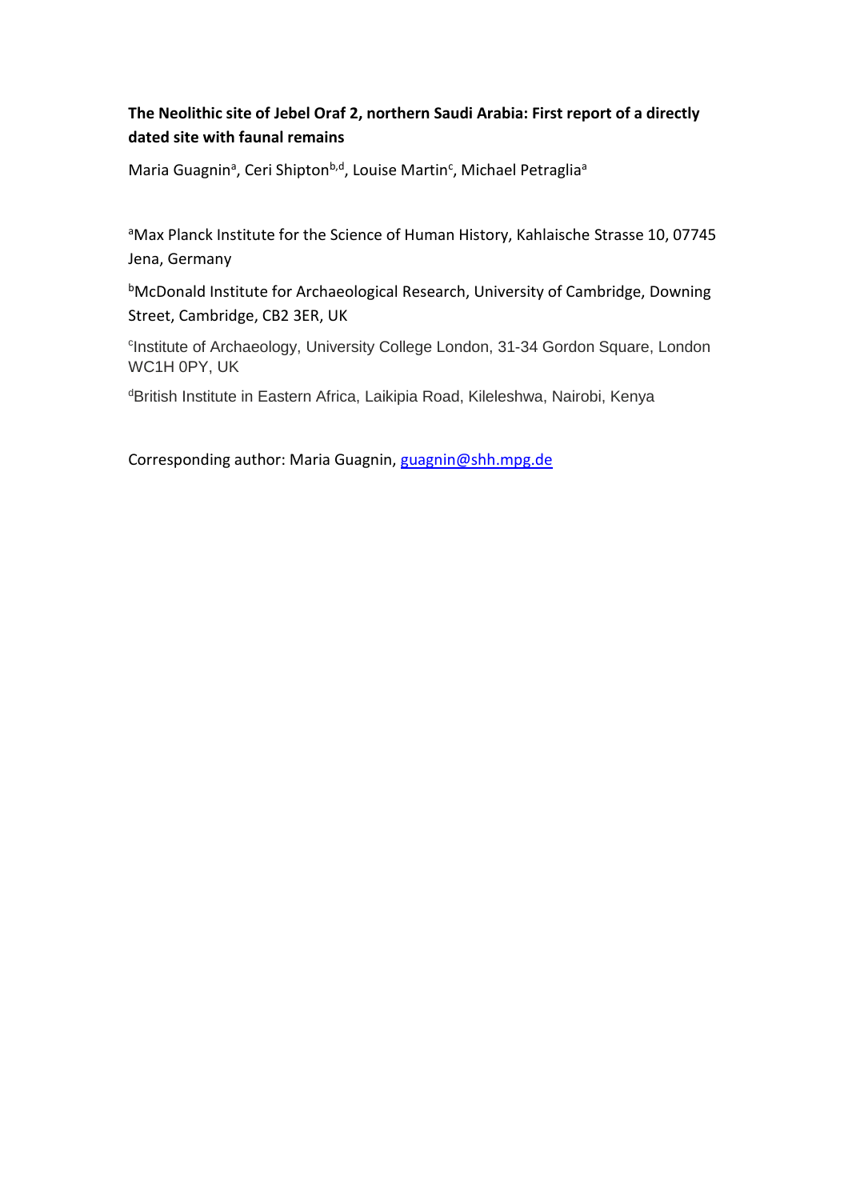**The Neolithic site of Jebel Oraf 2, northern Saudi Arabia: First report of a directly dated site with faunal remains**

Maria Guagnin[a], Ceri Shipton[b,d], Louise Martin[c], Michael Petraglia[a]

[a]Max Planck Institute for the Science of Human History, Kahlaische Strasse 10, 07745 Jena, Germany

[b]McDonald Institute for Archaeological Research, University of Cambridge, Downing Street, Cambridge, CB2 3ER, UK

[c]Institute of Archaeology, University College London, 31-34 Gordon Square, London WC1H 0PY, UK

[d]British Institute in Eastern Africa, Laikipia Road, Kileleshwa, Nairobi, Kenya

Corresponding author: Maria Guagnin, guagnin@shh.mpg.de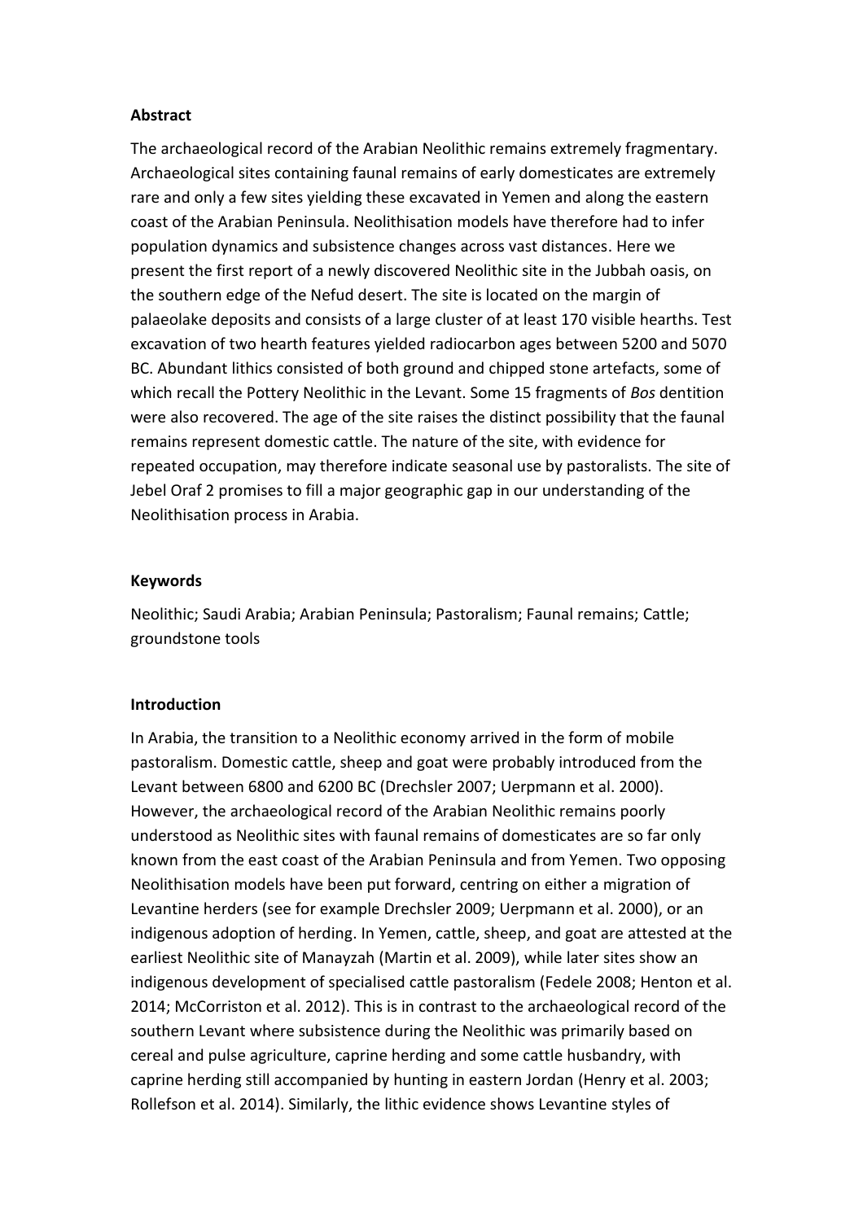**Abstract**

The archaeological record of the Arabian Neolithic remains extremely fragmentary. Archaeological sites containing faunal remains of early domesticates are extremely rare and only a few sites yielding these excavated in Yemen and along the eastern coast of the Arabian Peninsula. Neolithisation models have therefore had to infer population dynamics and subsistence changes across vast distances. Here we present the first report of a newly discovered Neolithic site in the Jubbah oasis, on the southern edge of the Nefud desert. The site is located on the margin of palaeolake deposits and consists of a large cluster of at least 170 visible hearths. Test excavation of two hearth features yielded radiocarbon ages between 5200 and 5070 BC. Abundant lithics consisted of both ground and chipped stone artefacts, some of which recall the Pottery Neolithic in the Levant. Some 15 fragments of *Bos* dentition were also recovered. The age of the site raises the distinct possibility that the faunal remains represent domestic cattle. The nature of the site, with evidence for repeated occupation, may therefore indicate seasonal use by pastoralists. The site of Jebel Oraf 2 promises to fill a major geographic gap in our understanding of the Neolithisation process in Arabia.

**Keywords**

Neolithic; Saudi Arabia; Arabian Peninsula; Pastoralism; Faunal remains; Cattle; groundstone tools

**Introduction**

In Arabia, the transition to a Neolithic economy arrived in the form of mobile pastoralism. Domestic cattle, sheep and goat were probably introduced from the Levant between 6800 and 6200 BC (Drechsler 2007; Uerpmann et al. 2000). However, the archaeological record of the Arabian Neolithic remains poorly understood as Neolithic sites with faunal remains of domesticates are so far only known from the east coast of the Arabian Peninsula and from Yemen. Two opposing Neolithisation models have been put forward, centring on either a migration of Levantine herders (see for example Drechsler 2009; Uerpmann et al. 2000), or an indigenous adoption of herding. In Yemen, cattle, sheep, and goat are attested at the earliest Neolithic site of Manayzah (Martin et al. 2009), while later sites show an indigenous development of specialised cattle pastoralism (Fedele 2008; Henton et al. 2014; McCorriston et al. 2012). This is in contrast to the archaeological record of the southern Levant where subsistence during the Neolithic was primarily based on cereal and pulse agriculture, caprine herding and some cattle husbandry, with caprine herding still accompanied by hunting in eastern Jordan (Henry et al. 2003; Rollefson et al. 2014). Similarly, the lithic evidence shows Levantine styles of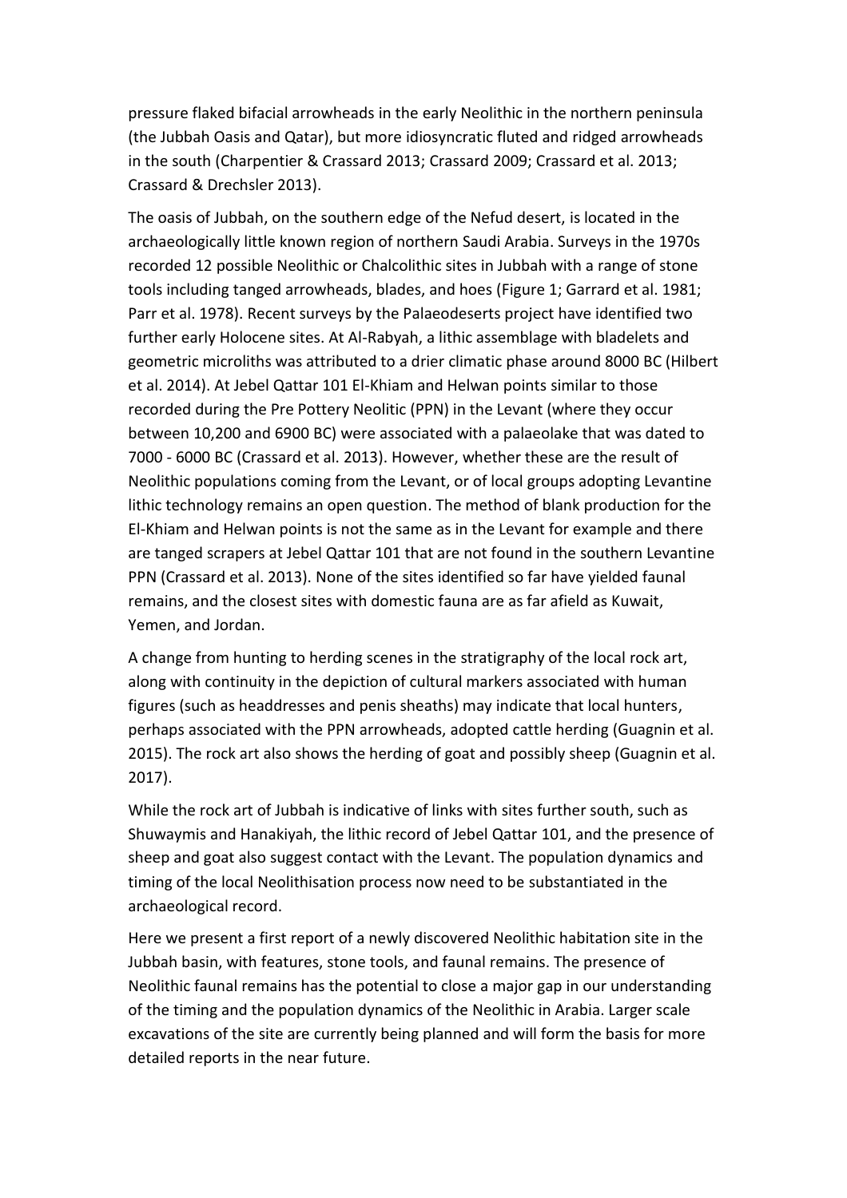pressure flaked bifacial arrowheads in the early Neolithic in the northern peninsula (the Jubbah Oasis and Qatar), but more idiosyncratic fluted and ridged arrowheads in the south (Charpentier & Crassard 2013; Crassard 2009; Crassard et al. 2013; Crassard & Drechsler 2013).

The oasis of Jubbah, on the southern edge of the Nefud desert, is located in the archaeologically little known region of northern Saudi Arabia. Surveys in the 1970s recorded 12 possible Neolithic or Chalcolithic sites in Jubbah with a range of stone tools including tanged arrowheads, blades, and hoes (Figure 1; Garrard et al. 1981; Parr et al. 1978). Recent surveys by the Palaeodeserts project have identified two further early Holocene sites. At Al-Rabyah, a lithic assemblage with bladelets and geometric microliths was attributed to a drier climatic phase around 8000 BC (Hilbert et al. 2014). At Jebel Qattar 101 El-Khiam and Helwan points similar to those recorded during the Pre Pottery Neolitic (PPN) in the Levant (where they occur between 10,200 and 6900 BC) were associated with a palaeolake that was dated to 7000 - 6000 BC (Crassard et al. 2013). However, whether these are the result of Neolithic populations coming from the Levant, or of local groups adopting Levantine lithic technology remains an open question. The method of blank production for the El-Khiam and Helwan points is not the same as in the Levant for example and there are tanged scrapers at Jebel Qattar 101 that are not found in the southern Levantine PPN (Crassard et al. 2013). None of the sites identified so far have yielded faunal remains, and the closest sites with domestic fauna are as far afield as Kuwait, Yemen, and Jordan.

A change from hunting to herding scenes in the stratigraphy of the local rock art, along with continuity in the depiction of cultural markers associated with human figures (such as headdresses and penis sheaths) may indicate that local hunters, perhaps associated with the PPN arrowheads, adopted cattle herding (Guagnin et al. 2015). The rock art also shows the herding of goat and possibly sheep (Guagnin et al. 2017).

While the rock art of Jubbah is indicative of links with sites further south, such as Shuwaymis and Hanakiyah, the lithic record of Jebel Qattar 101, and the presence of sheep and goat also suggest contact with the Levant. The population dynamics and timing of the local Neolithisation process now need to be substantiated in the archaeological record.

Here we present a first report of a newly discovered Neolithic habitation site in the Jubbah basin, with features, stone tools, and faunal remains. The presence of Neolithic faunal remains has the potential to close a major gap in our understanding of the timing and the population dynamics of the Neolithic in Arabia. Larger scale excavations of the site are currently being planned and will form the basis for more detailed reports in the near future.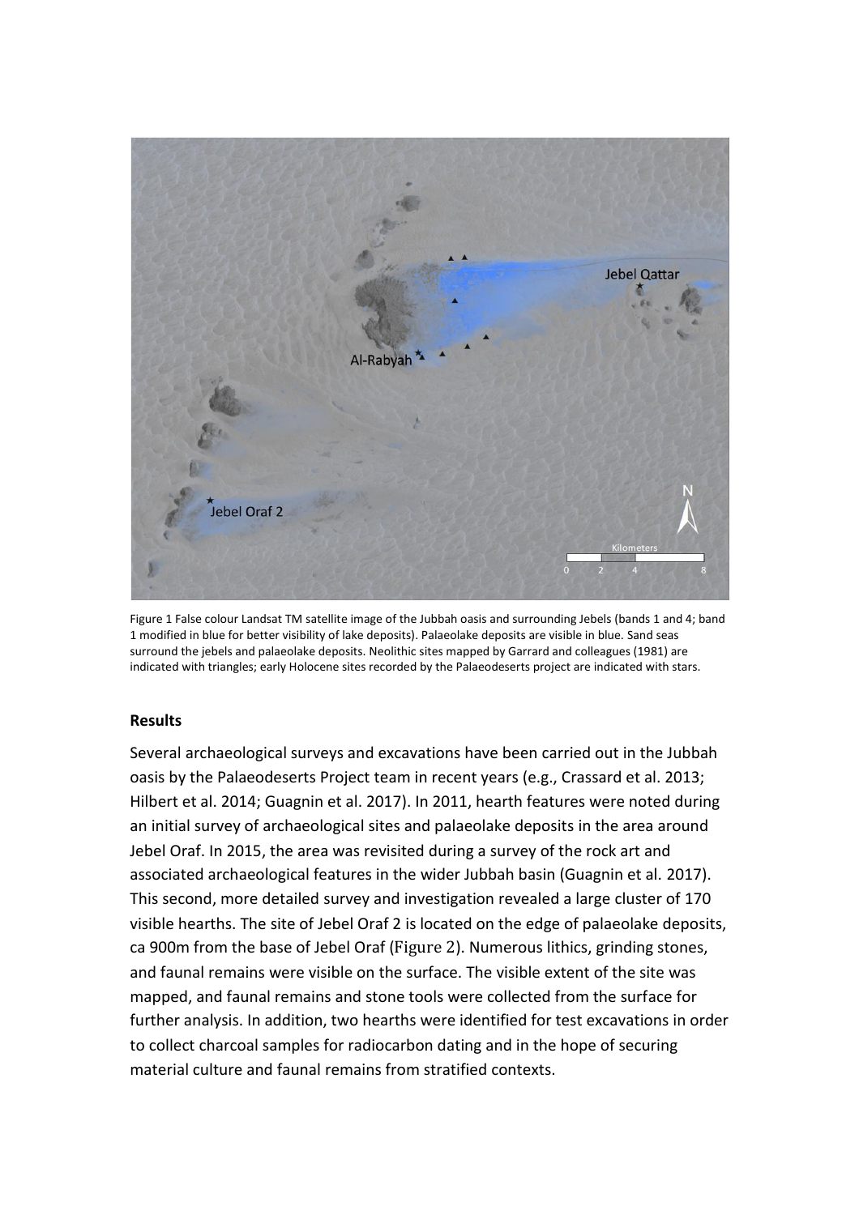Figure 1 False colour Landsat TM satellite image of the Jubbah oasis and surrounding Jebels (bands 1 and 4; band 1 modified in blue for better visibility of lake deposits). Palaeolake deposits are visible in blue. Sand seas surround the jebels and palaeolake deposits. Neolithic sites mapped by Garrard and colleagues (1981) are indicated with triangles; early Holocene sites recorded by the Palaeodeserts project are indicated with stars.

## Results

Several archaeological surveys and excavations have been carried out in the Jubbah oasis by the Palaeodeserts Project team in recent years (e.g., Crassard et al. 2013; Hilbert et al. 2014; Guagnin et al. 2017). In 2011, hearth features were noted during an initial survey of archaeological sites and palaeolake deposits in the area around Jebel Oraf. In 2015, the area was revisited during a survey of the rock art and associated archaeological features in the wider Jubbah basin (Guagnin et al. 2017). This second, more detailed survey and investigation revealed a large cluster of 170 visible hearths. The site of Jebel Oraf 2 is located on the edge of palaeolake deposits, ca 900m from the base of Jebel Oraf (Figure 2). Numerous lithics, grinding stones, and faunal remains were visible on the surface. The visible extent of the site was mapped, and faunal remains and stone tools were collected from the surface for further analysis. In addition, two hearths were identified for test excavations in order to collect charcoal samples for radiocarbon dating and in the hope of securing material culture and faunal remains from stratified contexts.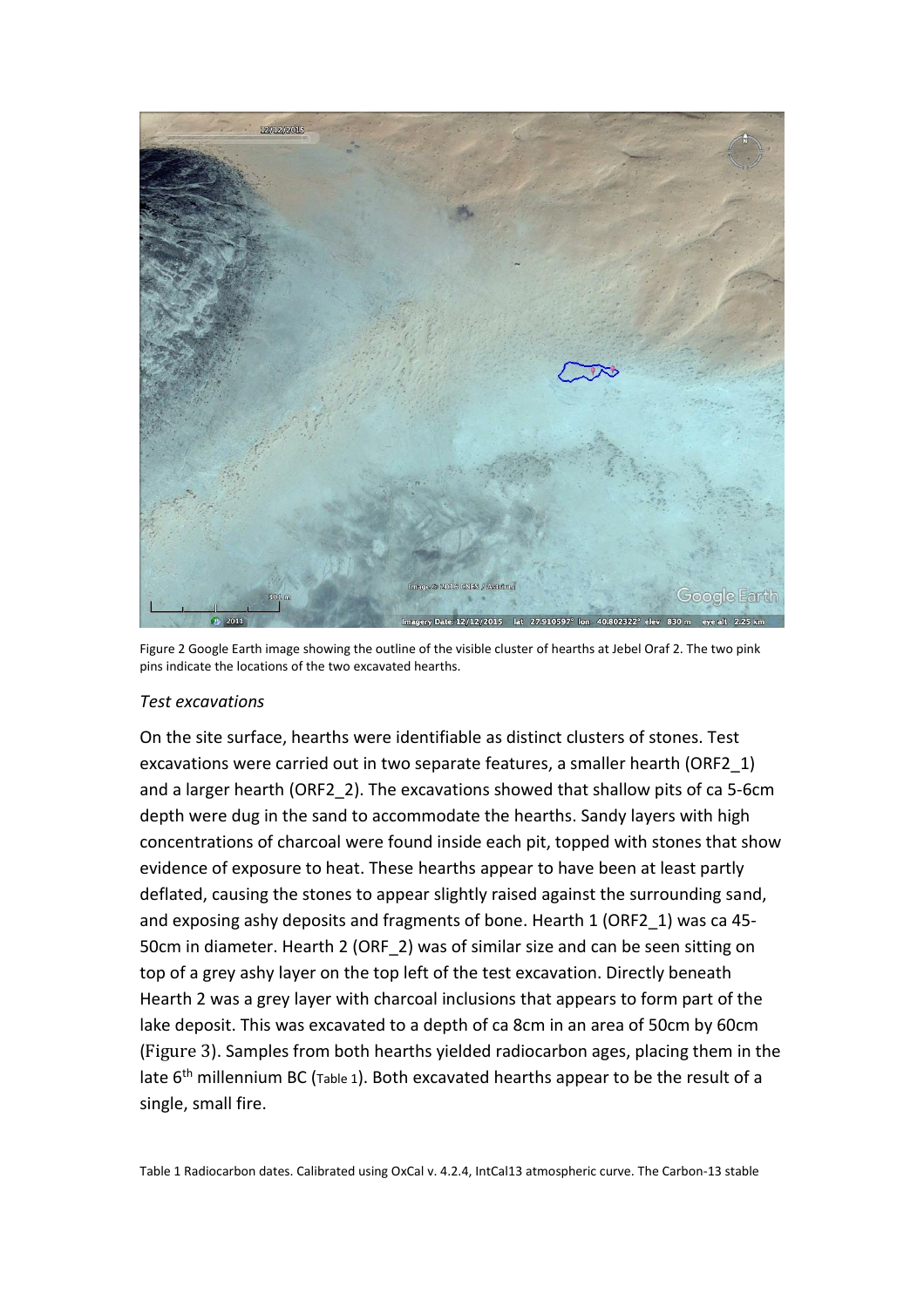Figure 2 Google Earth image showing the outline of the visible cluster of hearths at Jebel Oraf 2. The two pink pins indicate the locations of the two excavated hearths.

### *Test excavations*

On the site surface, hearths were identifiable as distinct clusters of stones. Test excavations were carried out in two separate features, a smaller hearth (ORF2_1) and a larger hearth (ORF2_2). The excavations showed that shallow pits of ca 5-6cm depth were dug in the sand to accommodate the hearths. Sandy layers with high concentrations of charcoal were found inside each pit, topped with stones that show evidence of exposure to heat. These hearths appear to have been at least partly deflated, causing the stones to appear slightly raised against the surrounding sand, and exposing ashy deposits and fragments of bone. Hearth 1 (ORF2_1) was ca 45-50cm in diameter. Hearth 2 (ORF_2) was of similar size and can be seen sitting on top of a grey ashy layer on the top left of the test excavation. Directly beneath Hearth 2 was a grey layer with charcoal inclusions that appears to form part of the lake deposit. This was excavated to a depth of ca 8cm in an area of 50cm by 60cm (Figure 3). Samples from both hearths yielded radiocarbon ages, placing them in the late 6th millennium BC (Table 1). Both excavated hearths appear to be the result of a single, small fire.

Table 1 Radiocarbon dates. Calibrated using OxCal v. 4.2.4, IntCal13 atmospheric curve. The Carbon-13 stable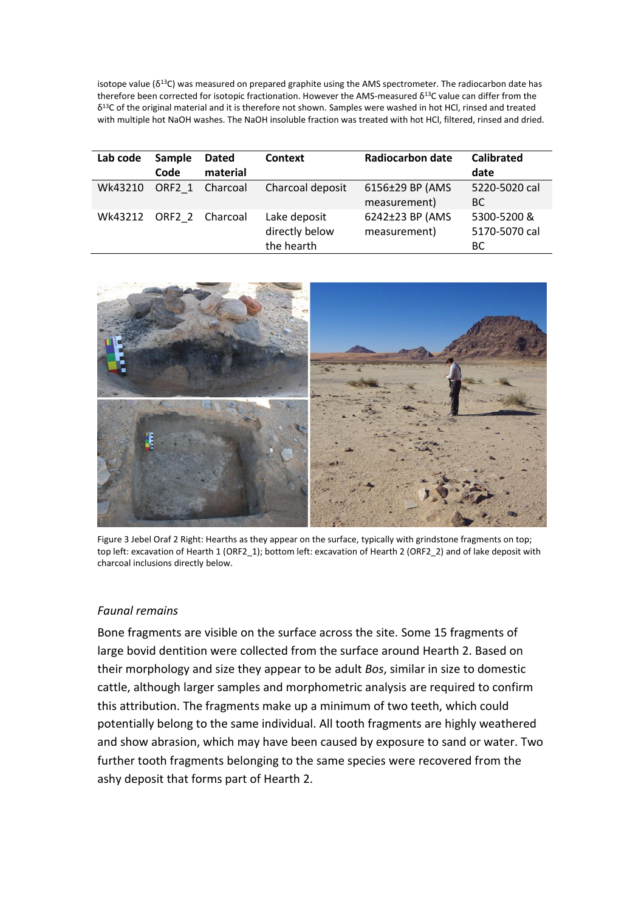isotope value ($\delta^{13}C$) was measured on prepared graphite using the AMS spectrometer. The radiocarbon date has therefore been corrected for isotopic fractionation. However the AMS-measured $\delta^{13}C$ value can differ from the $\delta^{13}C$ of the original material and it is therefore not shown. Samples were washed in hot HCl, rinsed and treated with multiple hot NaOH washes. The NaOH insoluble fraction was treated with hot HCl, filtered, rinsed and dried.

| Lab code | Sample Code | Dated material | Context | Radiocarbon date | Calibrated date |
|---|---|---|---|---|---|
| Wk43210 | ORF2_1 | Charcoal | Charcoal deposit | 6156±29 BP (AMS measurement) | 5220-5020 cal BC |
| Wk43212 | ORF2_2 | Charcoal | Lake deposit directly below the hearth | 6242±23 BP (AMS measurement) | 5300-5200 & 5170-5070 cal BC |

Figure 3 Jebel Oraf 2 Right: Hearths as they appear on the surface, typically with grindstone fragments on top; top left: excavation of Hearth 1 (ORF2_1); bottom left: excavation of Hearth 2 (ORF2_2) and of lake deposit with charcoal inclusions directly below.

### *Faunal remains*

Bone fragments are visible on the surface across the site. Some 15 fragments of large bovid dentition were collected from the surface around Hearth 2. Based on their morphology and size they appear to be adult *Bos*, similar in size to domestic cattle, although larger samples and morphometric analysis are required to confirm this attribution. The fragments make up a minimum of two teeth, which could potentially belong to the same individual. All tooth fragments are highly weathered and show abrasion, which may have been caused by exposure to sand or water. Two further tooth fragments belonging to the same species were recovered from the ashy deposit that forms part of Hearth 2.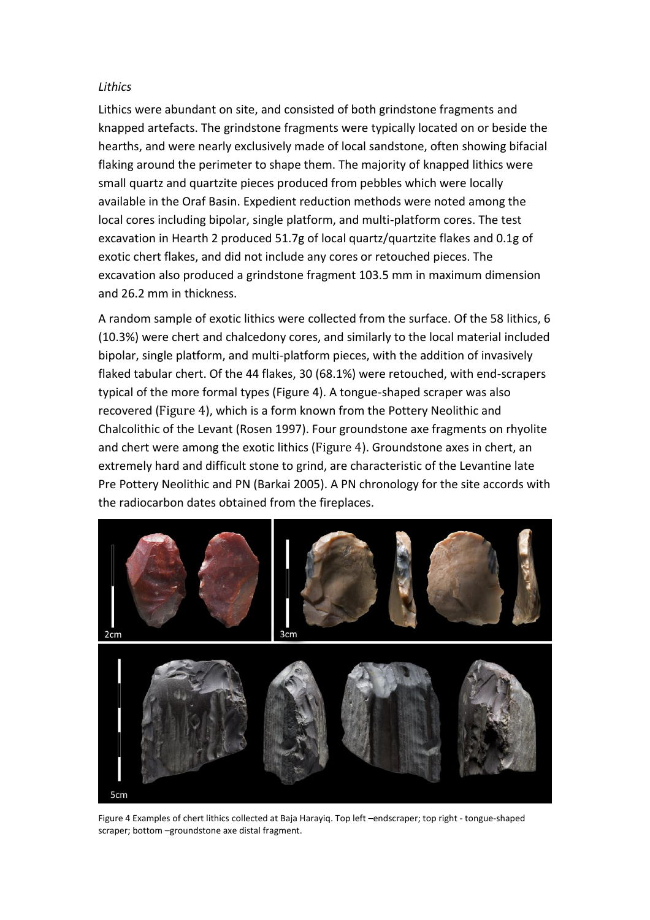*Lithics*

Lithics were abundant on site, and consisted of both grindstone fragments and knapped artefacts. The grindstone fragments were typically located on or beside the hearths, and were nearly exclusively made of local sandstone, often showing bifacial flaking around the perimeter to shape them. The majority of knapped lithics were small quartz and quartzite pieces produced from pebbles which were locally available in the Oraf Basin. Expedient reduction methods were noted among the local cores including bipolar, single platform, and multi-platform cores. The test excavation in Hearth 2 produced 51.7g of local quartz/quartzite flakes and 0.1g of exotic chert flakes, and did not include any cores or retouched pieces. The excavation also produced a grindstone fragment 103.5 mm in maximum dimension and 26.2 mm in thickness.

A random sample of exotic lithics were collected from the surface. Of the 58 lithics, 6 (10.3%) were chert and chalcedony cores, and similarly to the local material included bipolar, single platform, and multi-platform pieces, with the addition of invasively flaked tabular chert. Of the 44 flakes, 30 (68.1%) were retouched, with end-scrapers typical of the more formal types (Figure 4). A tongue-shaped scraper was also recovered (Figure 4), which is a form known from the Pottery Neolithic and Chalcolithic of the Levant (Rosen 1997). Four groundstone axe fragments on rhyolite and chert were among the exotic lithics (Figure 4). Groundstone axes in chert, an extremely hard and difficult stone to grind, are characteristic of the Levantine late Pre Pottery Neolithic and PN (Barkai 2005). A PN chronology for the site accords with the radiocarbon dates obtained from the fireplaces.

Figure 4 Examples of chert lithics collected at Baja Harayiq. Top left –endscraper; top right - tongue-shaped scraper; bottom –groundstone axe distal fragment.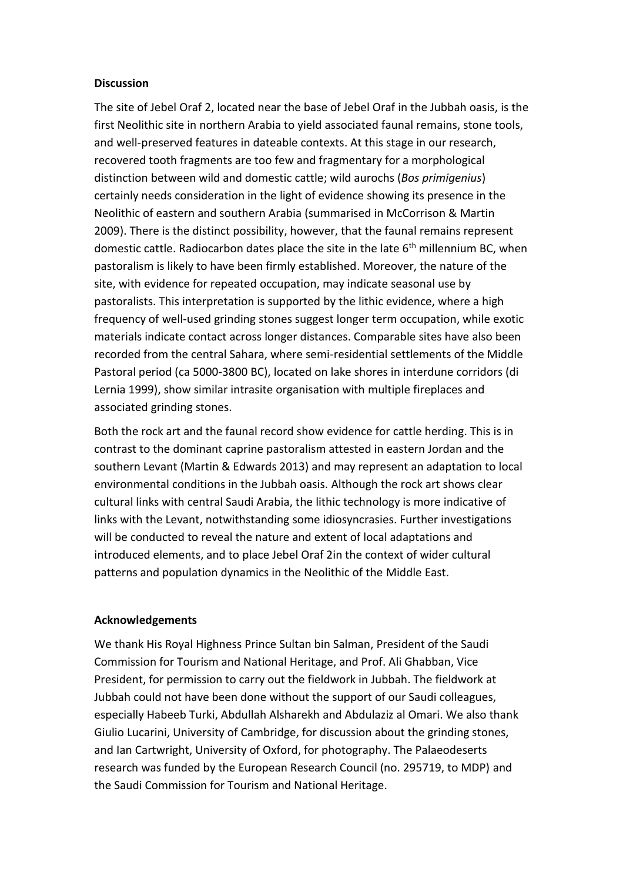**Discussion**

The site of Jebel Oraf 2, located near the base of Jebel Oraf in the Jubbah oasis, is the first Neolithic site in northern Arabia to yield associated faunal remains, stone tools, and well-preserved features in dateable contexts. At this stage in our research, recovered tooth fragments are too few and fragmentary for a morphological distinction between wild and domestic cattle; wild aurochs (*Bos primigenius*) certainly needs consideration in the light of evidence showing its presence in the Neolithic of eastern and southern Arabia (summarised in McCorrison & Martin 2009). There is the distinct possibility, however, that the faunal remains represent domestic cattle. Radiocarbon dates place the site in the late 6th millennium BC, when pastoralism is likely to have been firmly established. Moreover, the nature of the site, with evidence for repeated occupation, may indicate seasonal use by pastoralists. This interpretation is supported by the lithic evidence, where a high frequency of well-used grinding stones suggest longer term occupation, while exotic materials indicate contact across longer distances. Comparable sites have also been recorded from the central Sahara, where semi-residential settlements of the Middle Pastoral period (ca 5000-3800 BC), located on lake shores in interdune corridors (di Lernia 1999), show similar intrasite organisation with multiple fireplaces and associated grinding stones.

Both the rock art and the faunal record show evidence for cattle herding. This is in contrast to the dominant caprine pastoralism attested in eastern Jordan and the southern Levant (Martin & Edwards 2013) and may represent an adaptation to local environmental conditions in the Jubbah oasis. Although the rock art shows clear cultural links with central Saudi Arabia, the lithic technology is more indicative of links with the Levant, notwithstanding some idiosyncrasies. Further investigations will be conducted to reveal the nature and extent of local adaptations and introduced elements, and to place Jebel Oraf 2in the context of wider cultural patterns and population dynamics in the Neolithic of the Middle East.

**Acknowledgements**

We thank His Royal Highness Prince Sultan bin Salman, President of the Saudi Commission for Tourism and National Heritage, and Prof. Ali Ghabban, Vice President, for permission to carry out the fieldwork in Jubbah. The fieldwork at Jubbah could not have been done without the support of our Saudi colleagues, especially Habeeb Turki, Abdullah Alsharekh and Abdulaziz al Omari. We also thank Giulio Lucarini, University of Cambridge, for discussion about the grinding stones, and Ian Cartwright, University of Oxford, for photography. The Palaeodeserts research was funded by the European Research Council (no. 295719, to MDP) and the Saudi Commission for Tourism and National Heritage.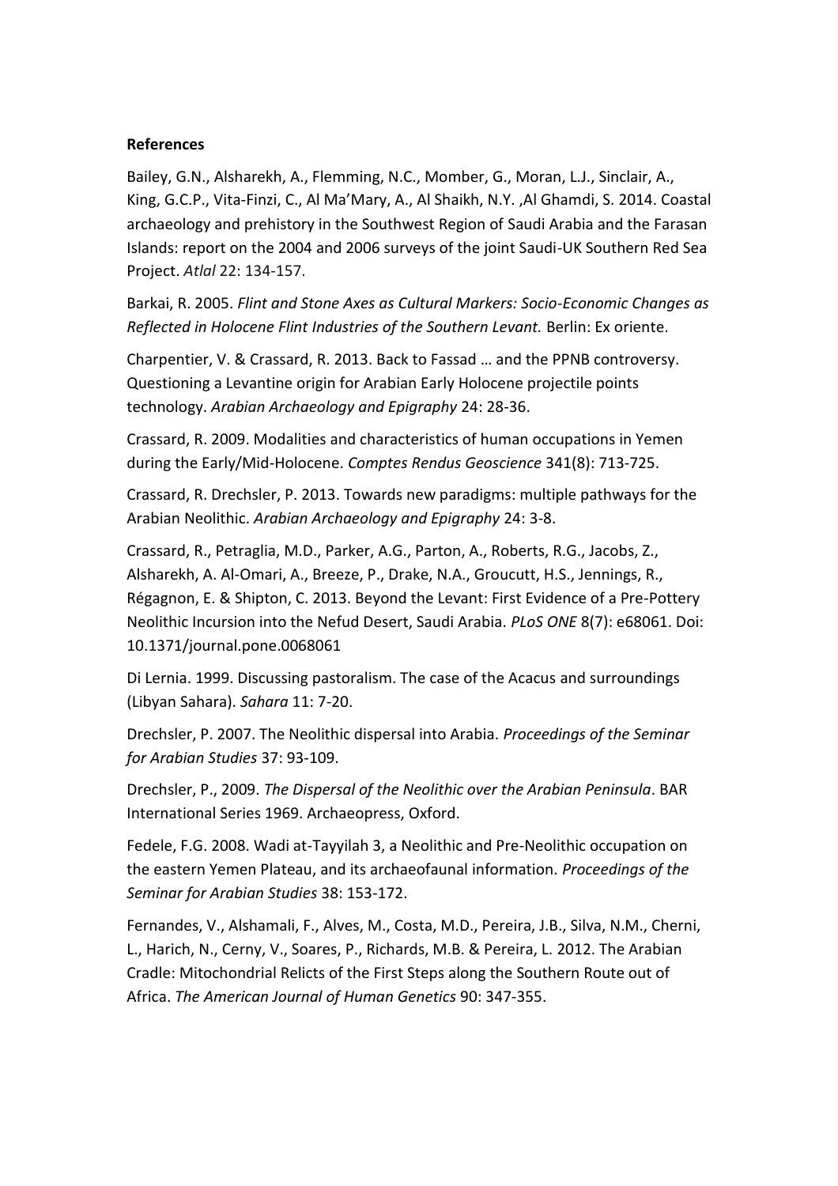**References**

Bailey, G.N., Alsharekh, A., Flemming, N.C., Momber, G., Moran, L.J., Sinclair, A., King, G.C.P., Vita-Finzi, C., Al Ma'Mary, A., Al Shaikh, N.Y. ,Al Ghamdi, S. 2014. Coastal archaeology and prehistory in the Southwest Region of Saudi Arabia and the Farasan Islands: report on the 2004 and 2006 surveys of the joint Saudi-UK Southern Red Sea Project. *Atlal* 22: 134-157.

Barkai, R. 2005. *Flint and Stone Axes as Cultural Markers: Socio-Economic Changes as Reflected in Holocene Flint Industries of the Southern Levant.* Berlin: Ex oriente.

Charpentier, V. & Crassard, R. 2013. Back to Fassad … and the PPNB controversy. Questioning a Levantine origin for Arabian Early Holocene projectile points technology. *Arabian Archaeology and Epigraphy* 24: 28-36.

Crassard, R. 2009. Modalities and characteristics of human occupations in Yemen during the Early/Mid-Holocene. *Comptes Rendus Geoscience* 341(8): 713-725.

Crassard, R. Drechsler, P. 2013. Towards new paradigms: multiple pathways for the Arabian Neolithic. *Arabian Archaeology and Epigraphy* 24: 3-8.

Crassard, R., Petraglia, M.D., Parker, A.G., Parton, A., Roberts, R.G., Jacobs, Z., Alsharekh, A. Al-Omari, A., Breeze, P., Drake, N.A., Groucutt, H.S., Jennings, R., Régagnon, E. & Shipton, C. 2013. Beyond the Levant: First Evidence of a Pre-Pottery Neolithic Incursion into the Nefud Desert, Saudi Arabia. *PLoS ONE* 8(7): e68061. Doi: 10.1371/journal.pone.0068061

Di Lernia. 1999. Discussing pastoralism. The case of the Acacus and surroundings (Libyan Sahara). *Sahara* 11: 7-20.

Drechsler, P. 2007. The Neolithic dispersal into Arabia. *Proceedings of the Seminar for Arabian Studies* 37: 93-109.

Drechsler, P., 2009. *The Dispersal of the Neolithic over the Arabian Peninsula*. BAR International Series 1969. Archaeopress, Oxford.

Fedele, F.G. 2008. Wadi at-Tayyilah 3, a Neolithic and Pre-Neolithic occupation on the eastern Yemen Plateau, and its archaeofaunal information. *Proceedings of the Seminar for Arabian Studies* 38: 153-172.

Fernandes, V., Alshamali, F., Alves, M., Costa, M.D., Pereira, J.B., Silva, N.M., Cherni, L., Harich, N., Cerny, V., Soares, P., Richards, M.B. & Pereira, L. 2012. The Arabian Cradle: Mitochondrial Relicts of the First Steps along the Southern Route out of Africa. *The American Journal of Human Genetics* 90: 347-355.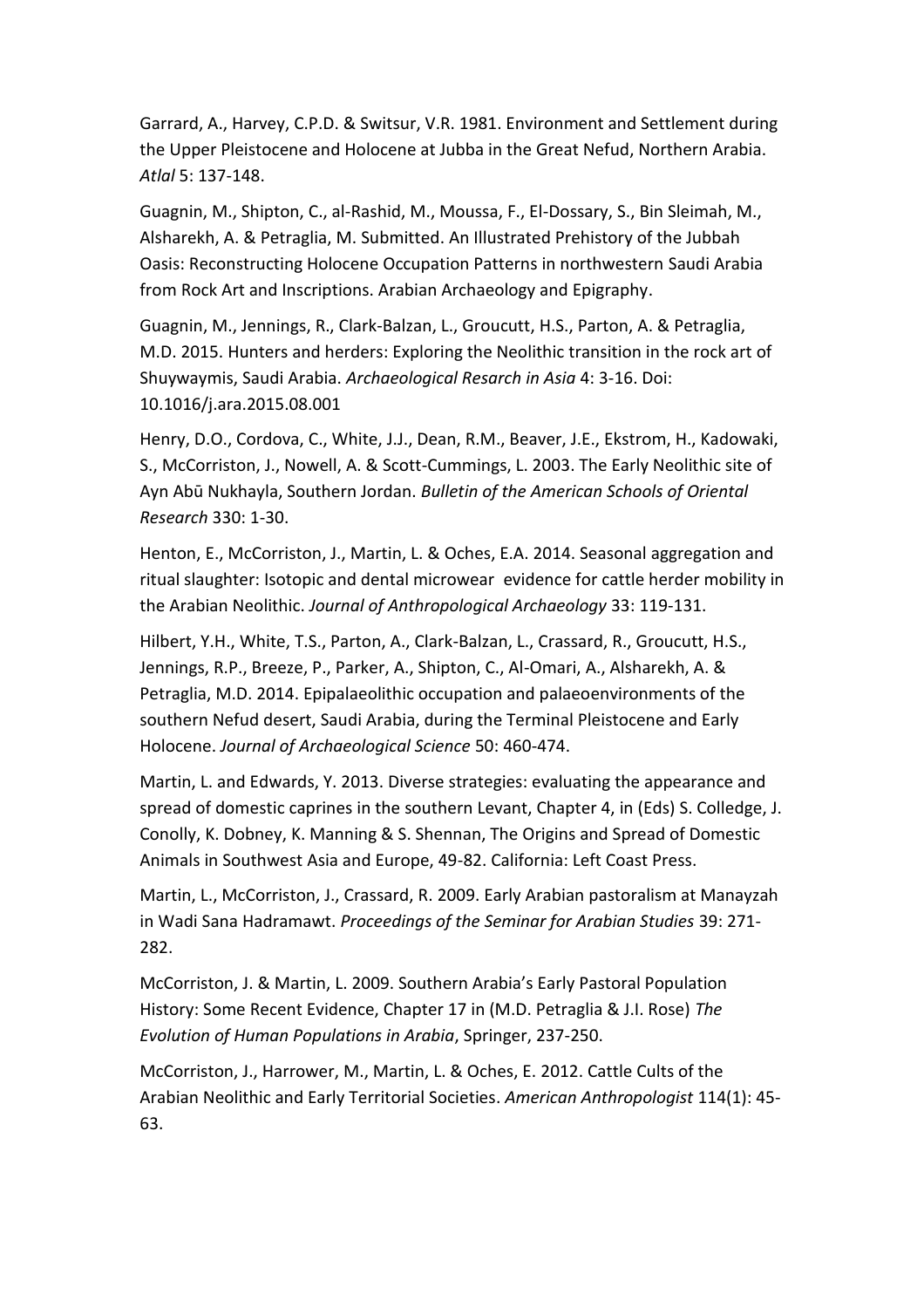Garrard, A., Harvey, C.P.D. & Switsur, V.R. 1981. Environment and Settlement during the Upper Pleistocene and Holocene at Jubba in the Great Nefud, Northern Arabia. *Atlal* 5: 137-148.

Guagnin, M., Shipton, C., al-Rashid, M., Moussa, F., El-Dossary, S., Bin Sleimah, M., Alsharekh, A. & Petraglia, M. Submitted. An Illustrated Prehistory of the Jubbah Oasis: Reconstructing Holocene Occupation Patterns in northwestern Saudi Arabia from Rock Art and Inscriptions. Arabian Archaeology and Epigraphy.

Guagnin, M., Jennings, R., Clark-Balzan, L., Groucutt, H.S., Parton, A. & Petraglia, M.D. 2015. Hunters and herders: Exploring the Neolithic transition in the rock art of Shuywaymis, Saudi Arabia. *Archaeological Resarch in Asia* 4: 3-16. Doi: 10.1016/j.ara.2015.08.001

Henry, D.O., Cordova, C., White, J.J., Dean, R.M., Beaver, J.E., Ekstrom, H., Kadowaki, S., McCorriston, J., Nowell, A. & Scott-Cummings, L. 2003. The Early Neolithic site of Ayn Abū Nukhayla, Southern Jordan. *Bulletin of the American Schools of Oriental Research* 330: 1-30.

Henton, E., McCorriston, J., Martin, L. & Oches, E.A. 2014. Seasonal aggregation and ritual slaughter: Isotopic and dental microwear evidence for cattle herder mobility in the Arabian Neolithic. *Journal of Anthropological Archaeology* 33: 119-131.

Hilbert, Y.H., White, T.S., Parton, A., Clark-Balzan, L., Crassard, R., Groucutt, H.S., Jennings, R.P., Breeze, P., Parker, A., Shipton, C., Al-Omari, A., Alsharekh, A. & Petraglia, M.D. 2014. Epipalaeolithic occupation and palaeoenvironments of the southern Nefud desert, Saudi Arabia, during the Terminal Pleistocene and Early Holocene. *Journal of Archaeological Science* 50: 460-474.

Martin, L. and Edwards, Y. 2013. Diverse strategies: evaluating the appearance and spread of domestic caprines in the southern Levant, Chapter 4, in (Eds) S. Colledge, J. Conolly, K. Dobney, K. Manning & S. Shennan, The Origins and Spread of Domestic Animals in Southwest Asia and Europe, 49-82. California: Left Coast Press.

Martin, L., McCorriston, J., Crassard, R. 2009. Early Arabian pastoralism at Manayzah in Wadi Sana Hadramawt. *Proceedings of the Seminar for Arabian Studies* 39: 271-282.

McCorriston, J. & Martin, L. 2009. Southern Arabia's Early Pastoral Population History: Some Recent Evidence, Chapter 17 in (M.D. Petraglia & J.I. Rose) *The Evolution of Human Populations in Arabia*, Springer, 237-250.

McCorriston, J., Harrower, M., Martin, L. & Oches, E. 2012. Cattle Cults of the Arabian Neolithic and Early Territorial Societies. *American Anthropologist* 114(1): 45-63.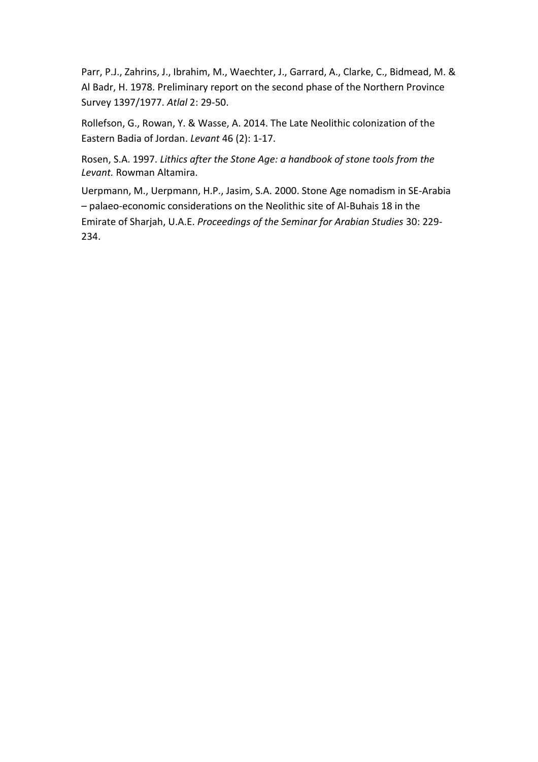Parr, P.J., Zahrins, J., Ibrahim, M., Waechter, J., Garrard, A., Clarke, C., Bidmead, M. & Al Badr, H. 1978. Preliminary report on the second phase of the Northern Province Survey 1397/1977. *Atlal* 2: 29-50.

Rollefson, G., Rowan, Y. & Wasse, A. 2014. The Late Neolithic colonization of the Eastern Badia of Jordan. *Levant* 46 (2): 1-17.

Rosen, S.A. 1997. *Lithics after the Stone Age: a handbook of stone tools from the Levant.* Rowman Altamira.

Uerpmann, M., Uerpmann, H.P., Jasim, S.A. 2000. Stone Age nomadism in SE-Arabia – palaeo-economic considerations on the Neolithic site of Al-Buhais 18 in the Emirate of Sharjah, U.A.E. *Proceedings of the Seminar for Arabian Studies* 30: 229-234.